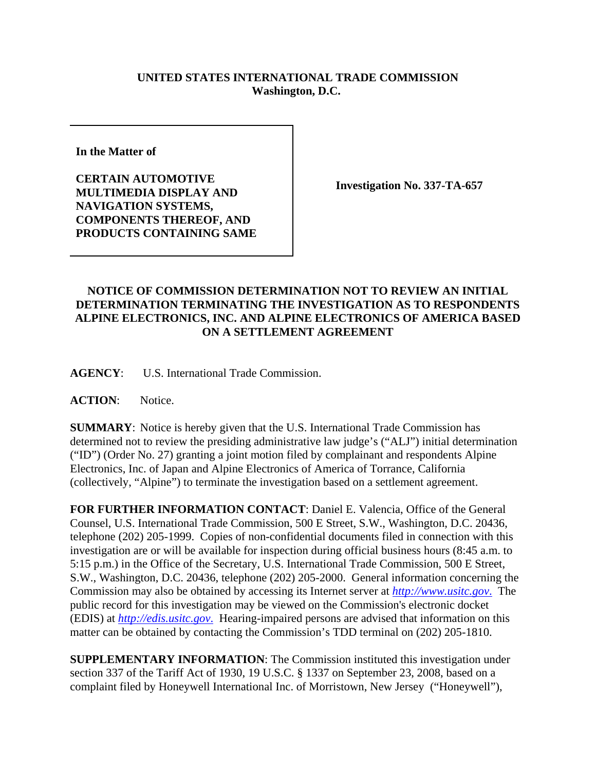**UNITED STATES INTERNATIONAL TRADE COMMISSION**
**Washington, D.C.**

**In the Matter of**

**CERTAIN AUTOMOTIVE MULTIMEDIA DISPLAY AND NAVIGATION SYSTEMS, COMPONENTS THEREOF, AND PRODUCTS CONTAINING SAME**

**Investigation No. 337-TA-657**

## NOTICE OF COMMISSION DETERMINATION NOT TO REVIEW AN INITIAL DETERMINATION TERMINATING THE INVESTIGATION AS TO RESPONDENTS ALPINE ELECTRONICS, INC. AND ALPINE ELECTRONICS OF AMERICA BASED ON A SETTLEMENT AGREEMENT

**AGENCY**: U.S. International Trade Commission.

**ACTION**: Notice.

**SUMMARY**: Notice is hereby given that the U.S. International Trade Commission has determined not to review the presiding administrative law judge's ("ALJ") initial determination ("ID") (Order No. 27) granting a joint motion filed by complainant and respondents Alpine Electronics, Inc. of Japan and Alpine Electronics of America of Torrance, California (collectively, "Alpine") to terminate the investigation based on a settlement agreement.

**FOR FURTHER INFORMATION CONTACT**: Daniel E. Valencia, Office of the General Counsel, U.S. International Trade Commission, 500 E Street, S.W., Washington, D.C. 20436, telephone (202) 205-1999. Copies of non-confidential documents filed in connection with this investigation are or will be available for inspection during official business hours (8:45 a.m. to 5:15 p.m.) in the Office of the Secretary, U.S. International Trade Commission, 500 E Street, S.W., Washington, D.C. 20436, telephone (202) 205-2000. General information concerning the Commission may also be obtained by accessing its Internet server at *http://www.usitc.gov*. The public record for this investigation may be viewed on the Commission's electronic docket (EDIS) at *http://edis.usitc.gov*. Hearing-impaired persons are advised that information on this matter can be obtained by contacting the Commission's TDD terminal on (202) 205-1810.

**SUPPLEMENTARY INFORMATION**: The Commission instituted this investigation under section 337 of the Tariff Act of 1930, 19 U.S.C. § 1337 on September 23, 2008, based on a complaint filed by Honeywell International Inc. of Morristown, New Jersey ("Honeywell"),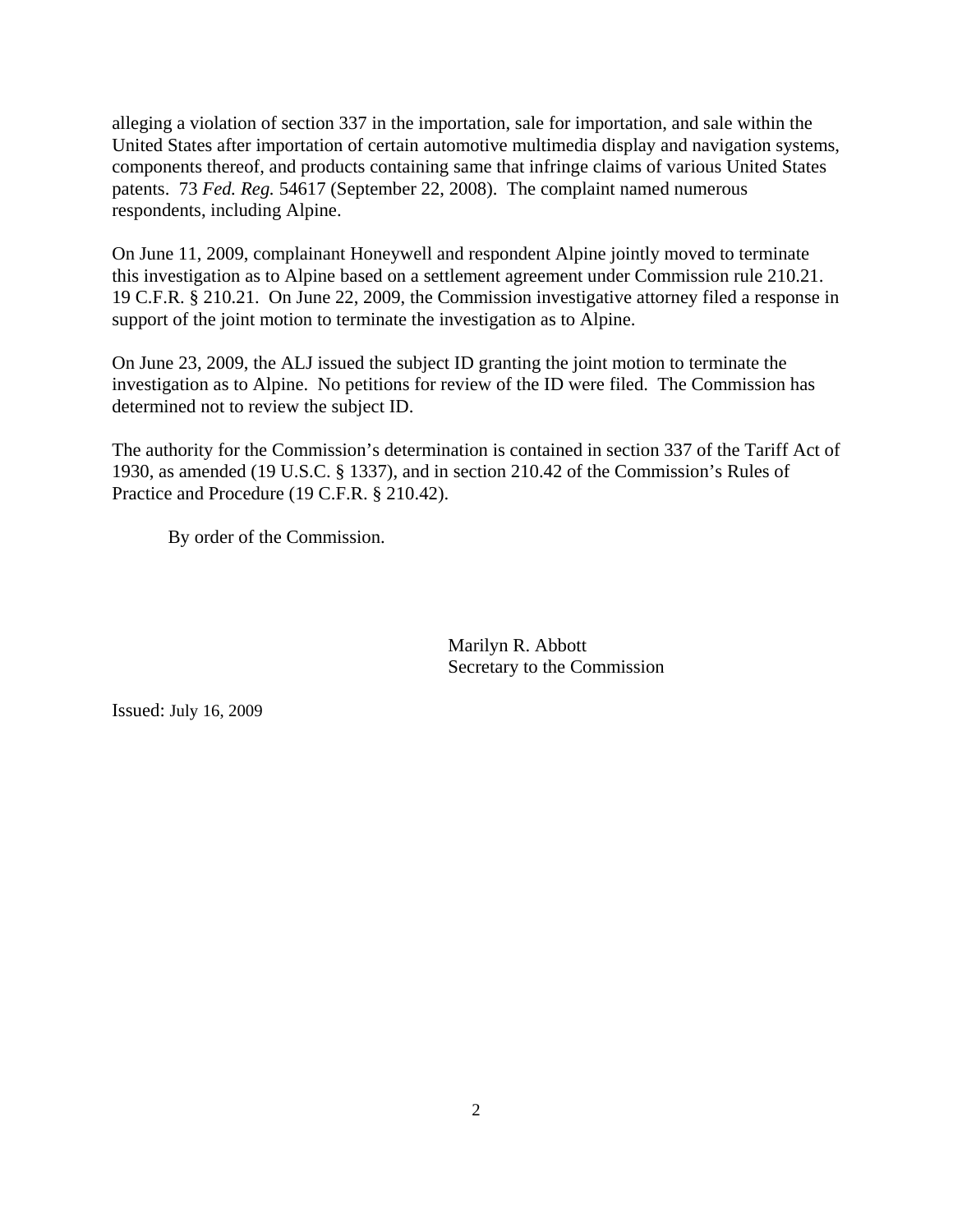alleging a violation of section 337 in the importation, sale for importation, and sale within the United States after importation of certain automotive multimedia display and navigation systems, components thereof, and products containing same that infringe claims of various United States patents. 73 *Fed. Reg.* 54617 (September 22, 2008). The complaint named numerous respondents, including Alpine.

On June 11, 2009, complainant Honeywell and respondent Alpine jointly moved to terminate this investigation as to Alpine based on a settlement agreement under Commission rule 210.21. 19 C.F.R. § 210.21. On June 22, 2009, the Commission investigative attorney filed a response in support of the joint motion to terminate the investigation as to Alpine.

On June 23, 2009, the ALJ issued the subject ID granting the joint motion to terminate the investigation as to Alpine. No petitions for review of the ID were filed. The Commission has determined not to review the subject ID.

The authority for the Commission's determination is contained in section 337 of the Tariff Act of 1930, as amended (19 U.S.C. § 1337), and in section 210.42 of the Commission's Rules of Practice and Procedure (19 C.F.R. § 210.42).

By order of the Commission.

Marilyn R. Abbott
Secretary to the Commission

Issued: July 16, 2009